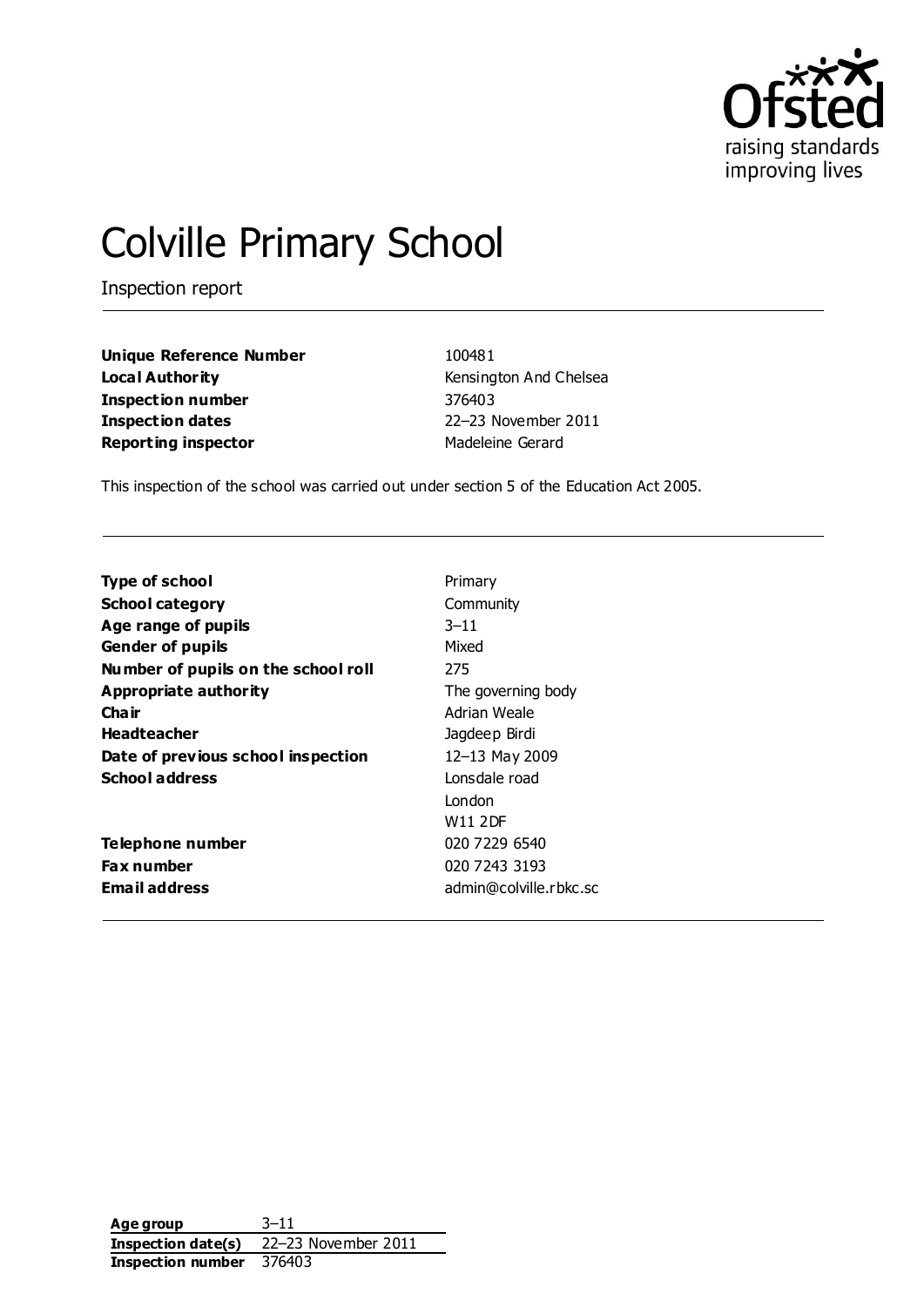# Colville Primary School

Inspection report

| | |
|---|---|
| **Unique Reference Number** | 100481 |
| **Local Authority** | Kensington And Chelsea |
| **Inspection number** | 376403 |
| **Inspection dates** | 22–23 November 2011 |
| **Reporting inspector** | Madeleine Gerard |

This inspection of the school was carried out under section 5 of the Education Act 2005.

| | |
|---|---|
| **Type of school** | Primary |
| **School category** | Community |
| **Age range of pupils** | 3–11 |
| **Gender of pupils** | Mixed |
| **Number of pupils on the school roll** | 275 |
| **Appropriate authority** | The governing body |
| **Chair** | Adrian Weale |
| **Headteacher** | Jagdeep Birdi |
| **Date of previous school inspection** | 12–13 May 2009 |
| **School address** | Lonsdale road<br>London<br>W11 2DF |
| **Telephone number** | 020 7229 6540 |
| **Fax number** | 020 7243 3193 |
| **Email address** | admin@colville.rbkc.sc |

| | |
|---|---|
| **Age group** | 3–11 |
| **Inspection date(s)** | 22–23 November 2011 |
| **Inspection number** | 376403 |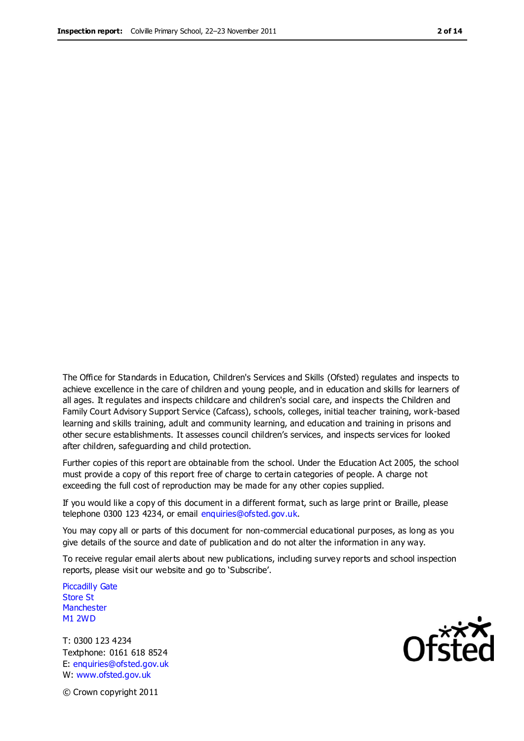The Office for Standards in Education, Children's Services and Skills (Ofsted) regulates and inspects to achieve excellence in the care of children and young people, and in education and skills for learners of all ages. It regulates and inspects childcare and children's social care, and inspects the Children and Family Court Advisory Support Service (Cafcass), schools, colleges, initial teacher training, work-based learning and skills training, adult and community learning, and education and training in prisons and other secure establishments. It assesses council children's services, and inspects services for looked after children, safeguarding and child protection.

Further copies of this report are obtainable from the school. Under the Education Act 2005, the school must provide a copy of this report free of charge to certain categories of people. A charge not exceeding the full cost of reproduction may be made for any other copies supplied.

If you would like a copy of this document in a different format, such as large print or Braille, please telephone 0300 123 4234, or email enquiries@ofsted.gov.uk.

You may copy all or parts of this document for non-commercial educational purposes, as long as you give details of the source and date of publication and do not alter the information in any way.

To receive regular email alerts about new publications, including survey reports and school inspection reports, please visit our website and go to 'Subscribe'.

Piccadilly Gate
Store St
Manchester
M1 2WD

T: 0300 123 4234
Textphone: 0161 618 8524
E: enquiries@ofsted.gov.uk
W: www.ofsted.gov.uk

© Crown copyright 2011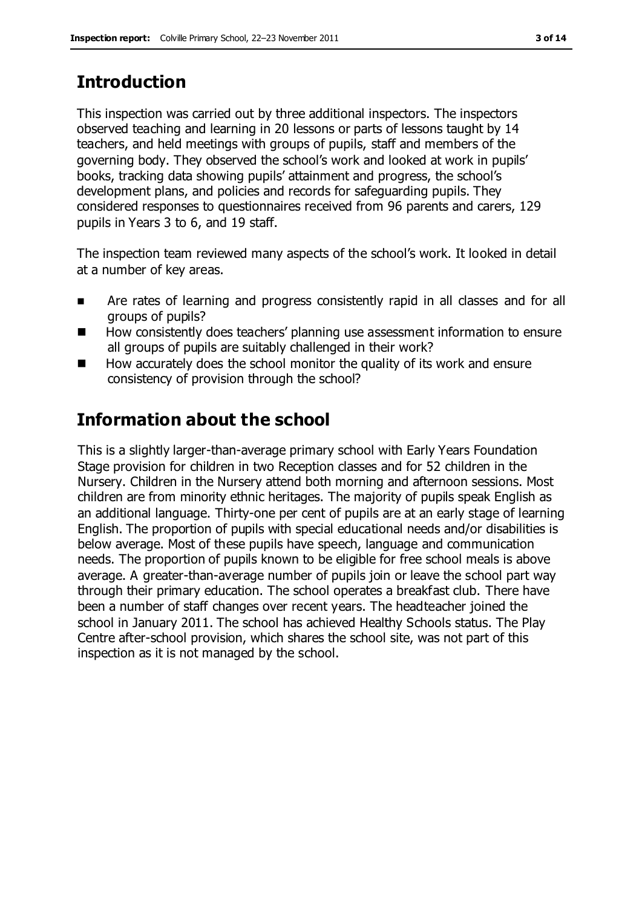## Introduction

This inspection was carried out by three additional inspectors. The inspectors observed teaching and learning in 20 lessons or parts of lessons taught by 14 teachers, and held meetings with groups of pupils, staff and members of the governing body. They observed the school's work and looked at work in pupils' books, tracking data showing pupils' attainment and progress, the school's development plans, and policies and records for safeguarding pupils. They considered responses to questionnaires received from 96 parents and carers, 129 pupils in Years 3 to 6, and 19 staff.

The inspection team reviewed many aspects of the school's work. It looked in detail at a number of key areas.

- Are rates of learning and progress consistently rapid in all classes and for all groups of pupils?
- How consistently does teachers' planning use assessment information to ensure all groups of pupils are suitably challenged in their work?
- How accurately does the school monitor the quality of its work and ensure consistency of provision through the school?

## Information about the school

This is a slightly larger-than-average primary school with Early Years Foundation Stage provision for children in two Reception classes and for 52 children in the Nursery. Children in the Nursery attend both morning and afternoon sessions. Most children are from minority ethnic heritages. The majority of pupils speak English as an additional language. Thirty-one per cent of pupils are at an early stage of learning English. The proportion of pupils with special educational needs and/or disabilities is below average. Most of these pupils have speech, language and communication needs. The proportion of pupils known to be eligible for free school meals is above average. A greater-than-average number of pupils join or leave the school part way through their primary education. The school operates a breakfast club. There have been a number of staff changes over recent years. The headteacher joined the school in January 2011. The school has achieved Healthy Schools status. The Play Centre after-school provision, which shares the school site, was not part of this inspection as it is not managed by the school.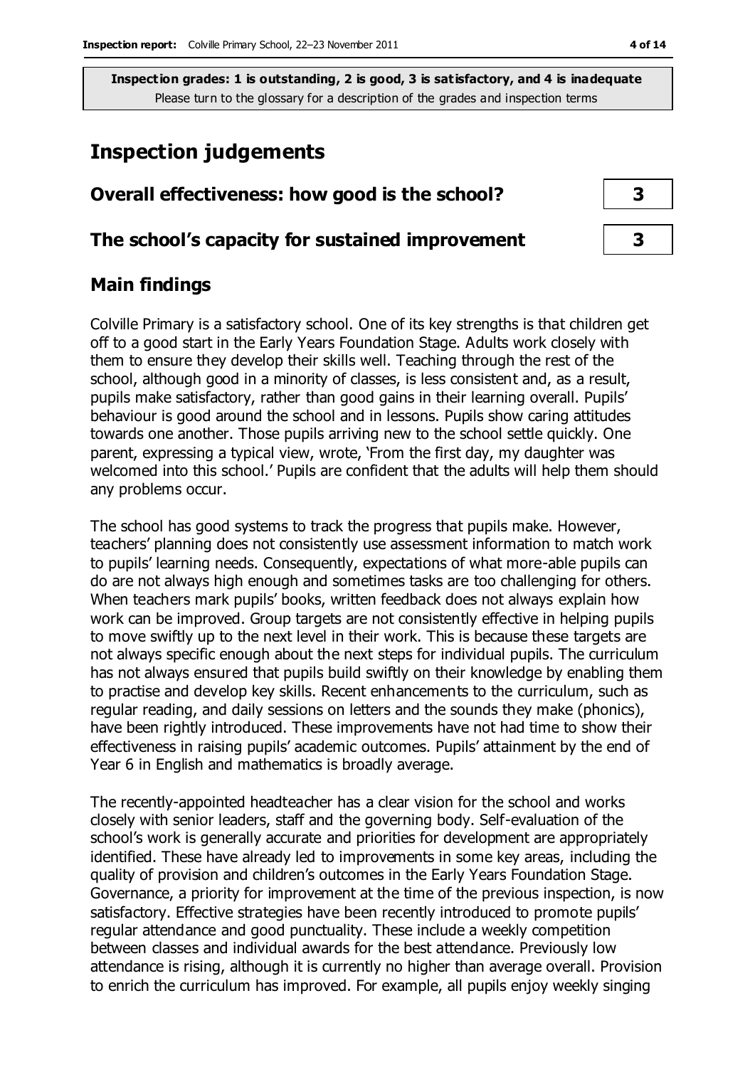**Inspection grades: 1 is outstanding, 2 is good, 3 is satisfactory, and 4 is inadequate**
Please turn to the glossary for a description of the grades and inspection terms

# Inspection judgements

| | |
|---|---|
| **Overall effectiveness: how good is the school?** | **3** |
| **The school's capacity for sustained improvement** | **3** |

## Main findings

Colville Primary is a satisfactory school. One of its key strengths is that children get off to a good start in the Early Years Foundation Stage. Adults work closely with them to ensure they develop their skills well. Teaching through the rest of the school, although good in a minority of classes, is less consistent and, as a result, pupils make satisfactory, rather than good gains in their learning overall. Pupils' behaviour is good around the school and in lessons. Pupils show caring attitudes towards one another. Those pupils arriving new to the school settle quickly. One parent, expressing a typical view, wrote, 'From the first day, my daughter was welcomed into this school.' Pupils are confident that the adults will help them should any problems occur.

The school has good systems to track the progress that pupils make. However, teachers' planning does not consistently use assessment information to match work to pupils' learning needs. Consequently, expectations of what more-able pupils can do are not always high enough and sometimes tasks are too challenging for others. When teachers mark pupils' books, written feedback does not always explain how work can be improved. Group targets are not consistently effective in helping pupils to move swiftly up to the next level in their work. This is because these targets are not always specific enough about the next steps for individual pupils. The curriculum has not always ensured that pupils build swiftly on their knowledge by enabling them to practise and develop key skills. Recent enhancements to the curriculum, such as regular reading, and daily sessions on letters and the sounds they make (phonics), have been rightly introduced. These improvements have not had time to show their effectiveness in raising pupils' academic outcomes. Pupils' attainment by the end of Year 6 in English and mathematics is broadly average.

The recently-appointed headteacher has a clear vision for the school and works closely with senior leaders, staff and the governing body. Self-evaluation of the school's work is generally accurate and priorities for development are appropriately identified. These have already led to improvements in some key areas, including the quality of provision and children's outcomes in the Early Years Foundation Stage. Governance, a priority for improvement at the time of the previous inspection, is now satisfactory. Effective strategies have been recently introduced to promote pupils' regular attendance and good punctuality. These include a weekly competition between classes and individual awards for the best attendance. Previously low attendance is rising, although it is currently no higher than average overall. Provision to enrich the curriculum has improved. For example, all pupils enjoy weekly singing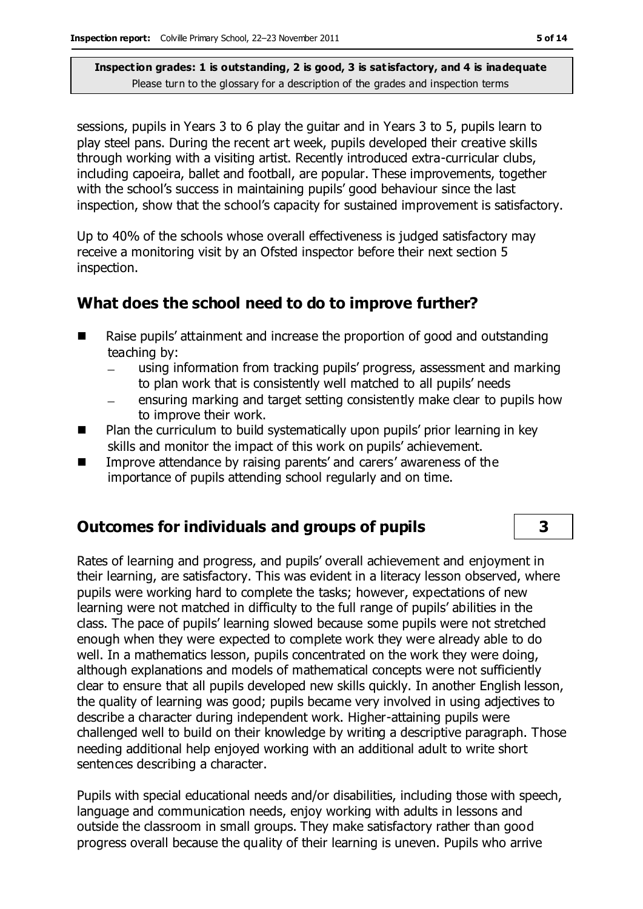sessions, pupils in Years 3 to 6 play the guitar and in Years 3 to 5, pupils learn to play steel pans. During the recent art week, pupils developed their creative skills through working with a visiting artist. Recently introduced extra-curricular clubs, including capoeira, ballet and football, are popular. These improvements, together with the school's success in maintaining pupils' good behaviour since the last inspection, show that the school's capacity for sustained improvement is satisfactory.

Up to 40% of the schools whose overall effectiveness is judged satisfactory may receive a monitoring visit by an Ofsted inspector before their next section 5 inspection.

## What does the school need to do to improve further?

- Raise pupils' attainment and increase the proportion of good and outstanding teaching by:
  - using information from tracking pupils' progress, assessment and marking to plan work that is consistently well matched to all pupils' needs
  - ensuring marking and target setting consistently make clear to pupils how to improve their work.
- Plan the curriculum to build systematically upon pupils' prior learning in key skills and monitor the impact of this work on pupils' achievement.
- Improve attendance by raising parents' and carers' awareness of the importance of pupils attending school regularly and on time.

## Outcomes for individuals and groups of pupils — 3

Rates of learning and progress, and pupils' overall achievement and enjoyment in their learning, are satisfactory. This was evident in a literacy lesson observed, where pupils were working hard to complete the tasks; however, expectations of new learning were not matched in difficulty to the full range of pupils' abilities in the class. The pace of pupils' learning slowed because some pupils were not stretched enough when they were expected to complete work they were already able to do well. In a mathematics lesson, pupils concentrated on the work they were doing, although explanations and models of mathematical concepts were not sufficiently clear to ensure that all pupils developed new skills quickly. In another English lesson, the quality of learning was good; pupils became very involved in using adjectives to describe a character during independent work. Higher-attaining pupils were challenged well to build on their knowledge by writing a descriptive paragraph. Those needing additional help enjoyed working with an additional adult to write short sentences describing a character.

Pupils with special educational needs and/or disabilities, including those with speech, language and communication needs, enjoy working with adults in lessons and outside the classroom in small groups. They make satisfactory rather than good progress overall because the quality of their learning is uneven. Pupils who arrive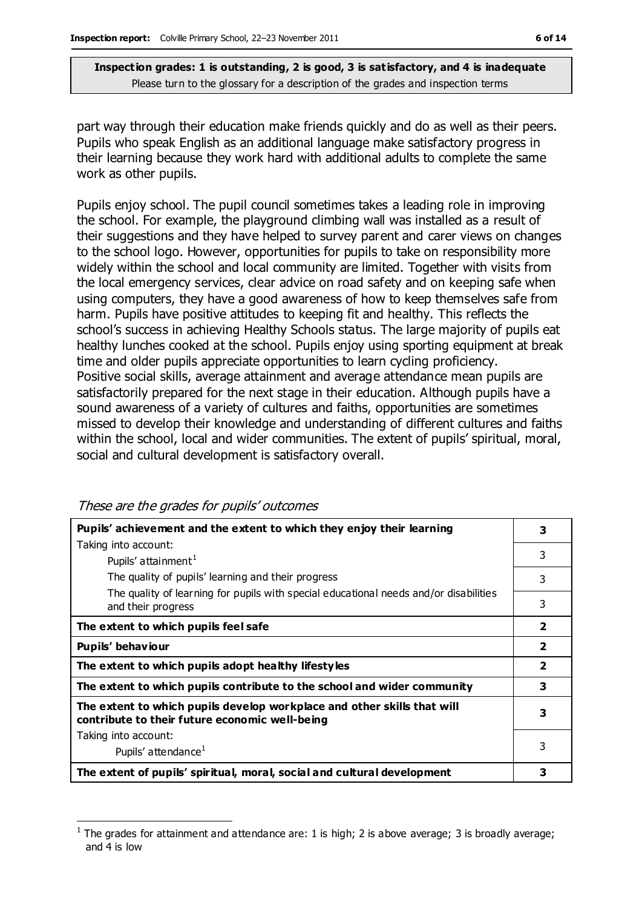**Inspection grades: 1 is outstanding, 2 is good, 3 is satisfactory, and 4 is inadequate**
Please turn to the glossary for a description of the grades and inspection terms

part way through their education make friends quickly and do as well as their peers. Pupils who speak English as an additional language make satisfactory progress in their learning because they work hard with additional adults to complete the same work as other pupils.

Pupils enjoy school. The pupil council sometimes takes a leading role in improving the school. For example, the playground climbing wall was installed as a result of their suggestions and they have helped to survey parent and carer views on changes to the school logo. However, opportunities for pupils to take on responsibility more widely within the school and local community are limited. Together with visits from the local emergency services, clear advice on road safety and on keeping safe when using computers, they have a good awareness of how to keep themselves safe from harm. Pupils have positive attitudes to keeping fit and healthy. This reflects the school's success in achieving Healthy Schools status. The large majority of pupils eat healthy lunches cooked at the school. Pupils enjoy using sporting equipment at break time and older pupils appreciate opportunities to learn cycling proficiency. Positive social skills, average attainment and average attendance mean pupils are satisfactorily prepared for the next stage in their education. Although pupils have a sound awareness of a variety of cultures and faiths, opportunities are sometimes missed to develop their knowledge and understanding of different cultures and faiths within the school, local and wider communities. The extent of pupils' spiritual, moral, social and cultural development is satisfactory overall.

*These are the grades for pupils' outcomes*

| | |
|---|---|
| **Pupils' achievement and the extent to which they enjoy their learning** | **3** |
| Taking into account: Pupils' attainment[1] | 3 |
| The quality of pupils' learning and their progress | 3 |
| The quality of learning for pupils with special educational needs and/or disabilities and their progress | 3 |
| **The extent to which pupils feel safe** | **2** |
| **Pupils' behaviour** | **2** |
| **The extent to which pupils adopt healthy lifestyles** | **2** |
| **The extent to which pupils contribute to the school and wider community** | **3** |
| **The extent to which pupils develop workplace and other skills that will contribute to their future economic well-being** | **3** |
| Taking into account: Pupils' attendance[1] | 3 |
| **The extent of pupils' spiritual, moral, social and cultural development** | **3** |

[1] The grades for attainment and attendance are: 1 is high; 2 is above average; 3 is broadly average; and 4 is low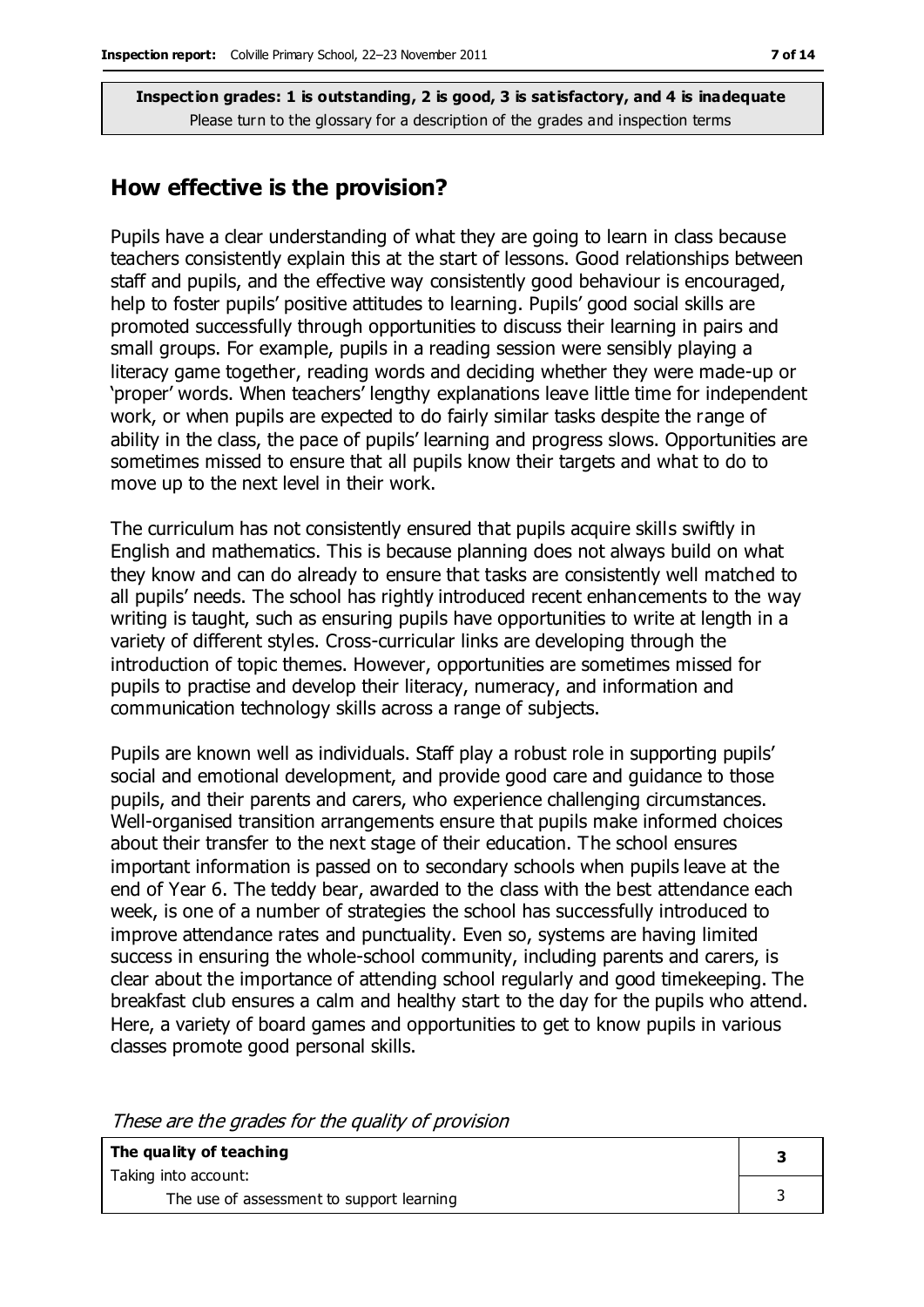**Inspection grades: 1 is outstanding, 2 is good, 3 is satisfactory, and 4 is inadequate**
Please turn to the glossary for a description of the grades and inspection terms

## How effective is the provision?

Pupils have a clear understanding of what they are going to learn in class because teachers consistently explain this at the start of lessons. Good relationships between staff and pupils, and the effective way consistently good behaviour is encouraged, help to foster pupils' positive attitudes to learning. Pupils' good social skills are promoted successfully through opportunities to discuss their learning in pairs and small groups. For example, pupils in a reading session were sensibly playing a literacy game together, reading words and deciding whether they were made-up or 'proper' words. When teachers' lengthy explanations leave little time for independent work, or when pupils are expected to do fairly similar tasks despite the range of ability in the class, the pace of pupils' learning and progress slows. Opportunities are sometimes missed to ensure that all pupils know their targets and what to do to move up to the next level in their work.

The curriculum has not consistently ensured that pupils acquire skills swiftly in English and mathematics. This is because planning does not always build on what they know and can do already to ensure that tasks are consistently well matched to all pupils' needs. The school has rightly introduced recent enhancements to the way writing is taught, such as ensuring pupils have opportunities to write at length in a variety of different styles. Cross-curricular links are developing through the introduction of topic themes. However, opportunities are sometimes missed for pupils to practise and develop their literacy, numeracy, and information and communication technology skills across a range of subjects.

Pupils are known well as individuals. Staff play a robust role in supporting pupils' social and emotional development, and provide good care and guidance to those pupils, and their parents and carers, who experience challenging circumstances. Well-organised transition arrangements ensure that pupils make informed choices about their transfer to the next stage of their education. The school ensures important information is passed on to secondary schools when pupils leave at the end of Year 6. The teddy bear, awarded to the class with the best attendance each week, is one of a number of strategies the school has successfully introduced to improve attendance rates and punctuality. Even so, systems are having limited success in ensuring the whole-school community, including parents and carers, is clear about the importance of attending school regularly and good timekeeping. The breakfast club ensures a calm and healthy start to the day for the pupils who attend. Here, a variety of board games and opportunities to get to know pupils in various classes promote good personal skills.

*These are the grades for the quality of provision*

| | |
|---|---|
| **The quality of teaching** | **3** |
| Taking into account: | |
| The use of assessment to support learning | 3 |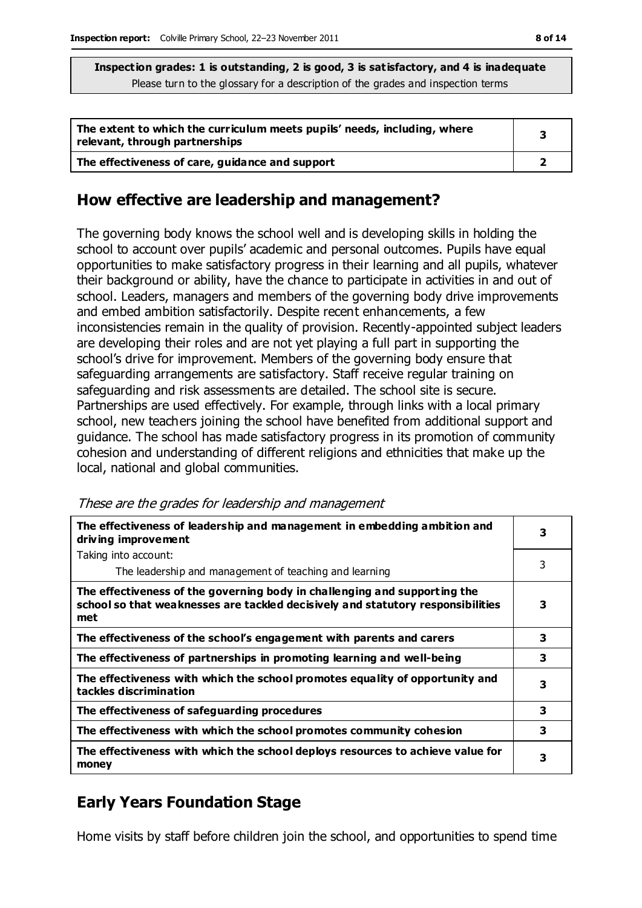**Inspection grades: 1 is outstanding, 2 is good, 3 is satisfactory, and 4 is inadequate**
Please turn to the glossary for a description of the grades and inspection terms

| | |
|---|---|
| **The extent to which the curriculum meets pupils' needs, including, where relevant, through partnerships** | **3** |
| **The effectiveness of care, guidance and support** | **2** |

## How effective are leadership and management?

The governing body knows the school well and is developing skills in holding the school to account over pupils' academic and personal outcomes. Pupils have equal opportunities to make satisfactory progress in their learning and all pupils, whatever their background or ability, have the chance to participate in activities in and out of school. Leaders, managers and members of the governing body drive improvements and embed ambition satisfactorily. Despite recent enhancements, a few inconsistencies remain in the quality of provision. Recently-appointed subject leaders are developing their roles and are not yet playing a full part in supporting the school's drive for improvement. Members of the governing body ensure that safeguarding arrangements are satisfactory. Staff receive regular training on safeguarding and risk assessments are detailed. The school site is secure. Partnerships are used effectively. For example, through links with a local primary school, new teachers joining the school have benefited from additional support and guidance. The school has made satisfactory progress in its promotion of community cohesion and understanding of different religions and ethnicities that make up the local, national and global communities.

*These are the grades for leadership and management*

| | |
|---|---|
| **The effectiveness of leadership and management in embedding ambition and driving improvement** | **3** |
| Taking into account:<br>The leadership and management of teaching and learning | 3 |
| **The effectiveness of the governing body in challenging and supporting the school so that weaknesses are tackled decisively and statutory responsibilities met** | **3** |
| **The effectiveness of the school's engagement with parents and carers** | **3** |
| **The effectiveness of partnerships in promoting learning and well-being** | **3** |
| **The effectiveness with which the school promotes equality of opportunity and tackles discrimination** | **3** |
| **The effectiveness of safeguarding procedures** | **3** |
| **The effectiveness with which the school promotes community cohesion** | **3** |
| **The effectiveness with which the school deploys resources to achieve value for money** | **3** |

## Early Years Foundation Stage

Home visits by staff before children join the school, and opportunities to spend time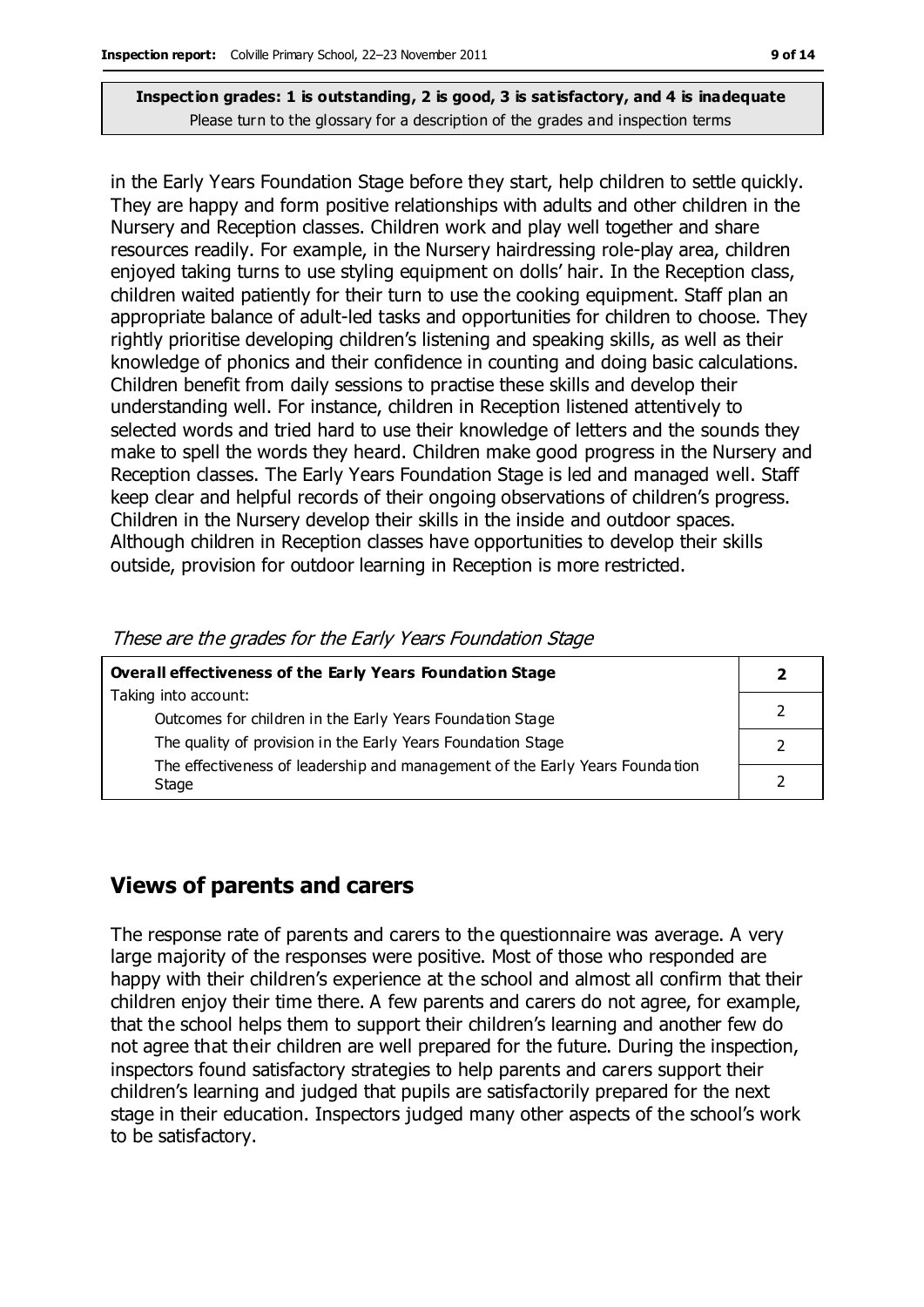**Inspection grades: 1 is outstanding, 2 is good, 3 is satisfactory, and 4 is inadequate**
Please turn to the glossary for a description of the grades and inspection terms

in the Early Years Foundation Stage before they start, help children to settle quickly. They are happy and form positive relationships with adults and other children in the Nursery and Reception classes. Children work and play well together and share resources readily. For example, in the Nursery hairdressing role-play area, children enjoyed taking turns to use styling equipment on dolls' hair. In the Reception class, children waited patiently for their turn to use the cooking equipment. Staff plan an appropriate balance of adult-led tasks and opportunities for children to choose. They rightly prioritise developing children's listening and speaking skills, as well as their knowledge of phonics and their confidence in counting and doing basic calculations. Children benefit from daily sessions to practise these skills and develop their understanding well. For instance, children in Reception listened attentively to selected words and tried hard to use their knowledge of letters and the sounds they make to spell the words they heard. Children make good progress in the Nursery and Reception classes. The Early Years Foundation Stage is led and managed well. Staff keep clear and helpful records of their ongoing observations of children's progress. Children in the Nursery develop their skills in the inside and outdoor spaces. Although children in Reception classes have opportunities to develop their skills outside, provision for outdoor learning in Reception is more restricted.

*These are the grades for the Early Years Foundation Stage*

| **Overall effectiveness of the Early Years Foundation Stage** | **2** |
|---|---|
| Taking into account: | |
| Outcomes for children in the Early Years Foundation Stage | 2 |
| The quality of provision in the Early Years Foundation Stage | 2 |
| The effectiveness of leadership and management of the Early Years Foundation Stage | 2 |

## Views of parents and carers

The response rate of parents and carers to the questionnaire was average. A very large majority of the responses were positive. Most of those who responded are happy with their children's experience at the school and almost all confirm that their children enjoy their time there. A few parents and carers do not agree, for example, that the school helps them to support their children's learning and another few do not agree that their children are well prepared for the future. During the inspection, inspectors found satisfactory strategies to help parents and carers support their children's learning and judged that pupils are satisfactorily prepared for the next stage in their education. Inspectors judged many other aspects of the school's work to be satisfactory.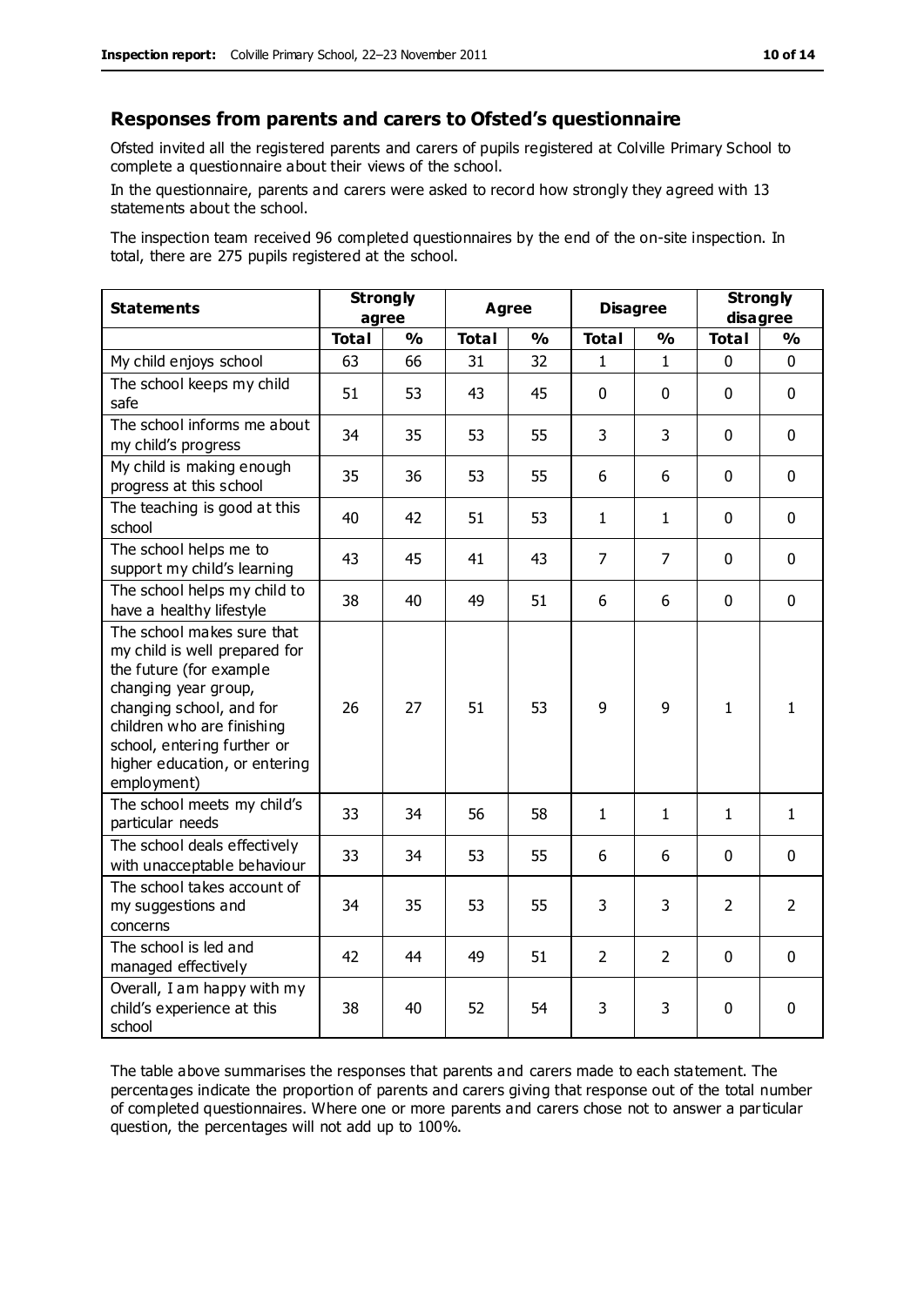## Responses from parents and carers to Ofsted's questionnaire

Ofsted invited all the registered parents and carers of pupils registered at Colville Primary School to complete a questionnaire about their views of the school.

In the questionnaire, parents and carers were asked to record how strongly they agreed with 13 statements about the school.

The inspection team received 96 completed questionnaires by the end of the on-site inspection. In total, there are 275 pupils registered at the school.

| Statements | Strongly agree | | Agree | | Disagree | | Strongly disagree | |
|---|---|---|---|---|---|---|---|---|
| | Total | % | Total | % | Total | % | Total | % |
| My child enjoys school | 63 | 66 | 31 | 32 | 1 | 1 | 0 | 0 |
| The school keeps my child safe | 51 | 53 | 43 | 45 | 0 | 0 | 0 | 0 |
| The school informs me about my child's progress | 34 | 35 | 53 | 55 | 3 | 3 | 0 | 0 |
| My child is making enough progress at this school | 35 | 36 | 53 | 55 | 6 | 6 | 0 | 0 |
| The teaching is good at this school | 40 | 42 | 51 | 53 | 1 | 1 | 0 | 0 |
| The school helps me to support my child's learning | 43 | 45 | 41 | 43 | 7 | 7 | 0 | 0 |
| The school helps my child to have a healthy lifestyle | 38 | 40 | 49 | 51 | 6 | 6 | 0 | 0 |
| The school makes sure that my child is well prepared for the future (for example changing year group, changing school, and for children who are finishing school, entering further or higher education, or entering employment) | 26 | 27 | 51 | 53 | 9 | 9 | 1 | 1 |
| The school meets my child's particular needs | 33 | 34 | 56 | 58 | 1 | 1 | 1 | 1 |
| The school deals effectively with unacceptable behaviour | 33 | 34 | 53 | 55 | 6 | 6 | 0 | 0 |
| The school takes account of my suggestions and concerns | 34 | 35 | 53 | 55 | 3 | 3 | 2 | 2 |
| The school is led and managed effectively | 42 | 44 | 49 | 51 | 2 | 2 | 0 | 0 |
| Overall, I am happy with my child's experience at this school | 38 | 40 | 52 | 54 | 3 | 3 | 0 | 0 |

The table above summarises the responses that parents and carers made to each statement. The percentages indicate the proportion of parents and carers giving that response out of the total number of completed questionnaires. Where one or more parents and carers chose not to answer a particular question, the percentages will not add up to 100%.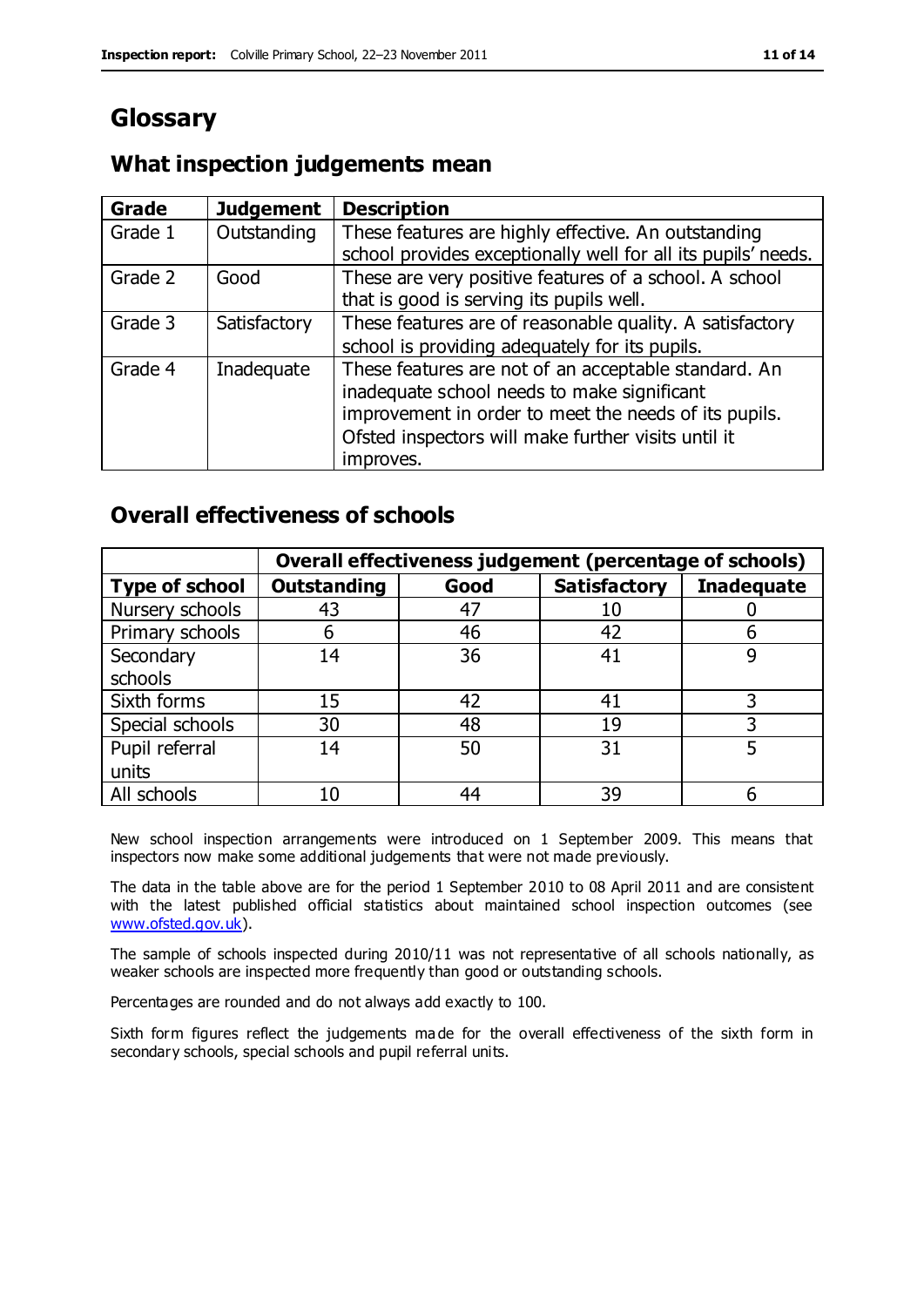# Glossary

## What inspection judgements mean

| Grade | Judgement | Description |
|---|---|---|
| Grade 1 | Outstanding | These features are highly effective. An outstanding school provides exceptionally well for all its pupils' needs. |
| Grade 2 | Good | These are very positive features of a school. A school that is good is serving its pupils well. |
| Grade 3 | Satisfactory | These features are of reasonable quality. A satisfactory school is providing adequately for its pupils. |
| Grade 4 | Inadequate | These features are not of an acceptable standard. An inadequate school needs to make significant improvement in order to meet the needs of its pupils. Ofsted inspectors will make further visits until it improves. |

## Overall effectiveness of schools

| | Overall effectiveness judgement (percentage of schools) | | | |
|---|---|---|---|---|
| **Type of school** | **Outstanding** | **Good** | **Satisfactory** | **Inadequate** |
| Nursery schools | 43 | 47 | 10 | 0 |
| Primary schools | 6 | 46 | 42 | 6 |
| Secondary schools | 14 | 36 | 41 | 9 |
| Sixth forms | 15 | 42 | 41 | 3 |
| Special schools | 30 | 48 | 19 | 3 |
| Pupil referral units | 14 | 50 | 31 | 5 |
| All schools | 10 | 44 | 39 | 6 |

New school inspection arrangements were introduced on 1 September 2009. This means that inspectors now make some additional judgements that were not made previously.

The data in the table above are for the period 1 September 2010 to 08 April 2011 and are consistent with the latest published official statistics about maintained school inspection outcomes (see www.ofsted.gov.uk).

The sample of schools inspected during 2010/11 was not representative of all schools nationally, as weaker schools are inspected more frequently than good or outstanding schools.

Percentages are rounded and do not always add exactly to 100.

Sixth form figures reflect the judgements made for the overall effectiveness of the sixth form in secondary schools, special schools and pupil referral units.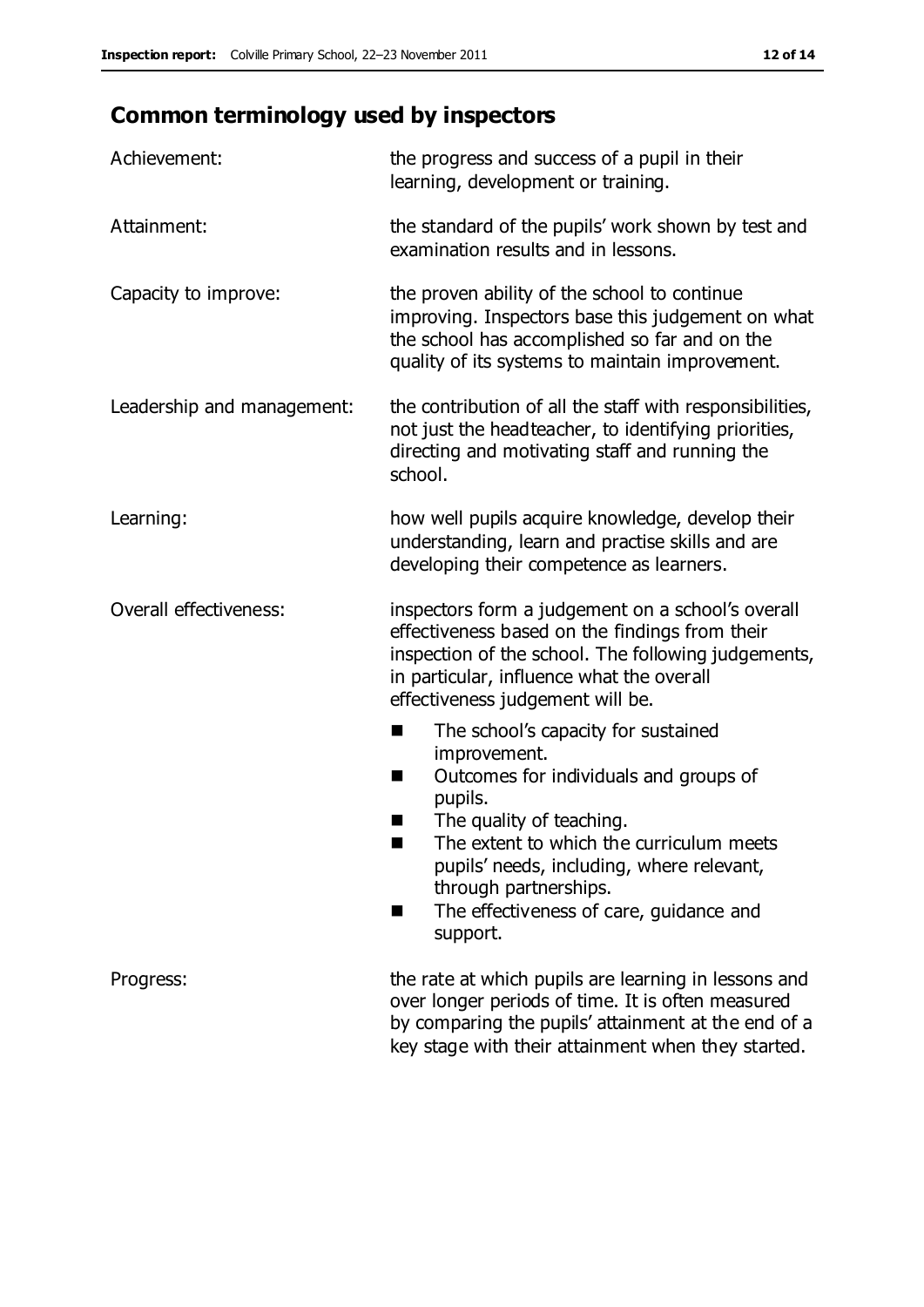## Common terminology used by inspectors

| | |
|---|---|
| Achievement: | the progress and success of a pupil in their learning, development or training. |
| Attainment: | the standard of the pupils' work shown by test and examination results and in lessons. |
| Capacity to improve: | the proven ability of the school to continue improving. Inspectors base this judgement on what the school has accomplished so far and on the quality of its systems to maintain improvement. |
| Leadership and management: | the contribution of all the staff with responsibilities, not just the headteacher, to identifying priorities, directing and motivating staff and running the school. |
| Learning: | how well pupils acquire knowledge, develop their understanding, learn and practise skills and are developing their competence as learners. |
| Overall effectiveness: | inspectors form a judgement on a school's overall effectiveness based on the findings from their inspection of the school. The following judgements, in particular, influence what the overall effectiveness judgement will be.<br>■ The school's capacity for sustained improvement.<br>■ Outcomes for individuals and groups of pupils.<br>■ The quality of teaching.<br>■ The extent to which the curriculum meets pupils' needs, including, where relevant, through partnerships.<br>■ The effectiveness of care, guidance and support. |
| Progress: | the rate at which pupils are learning in lessons and over longer periods of time. It is often measured by comparing the pupils' attainment at the end of a key stage with their attainment when they started. |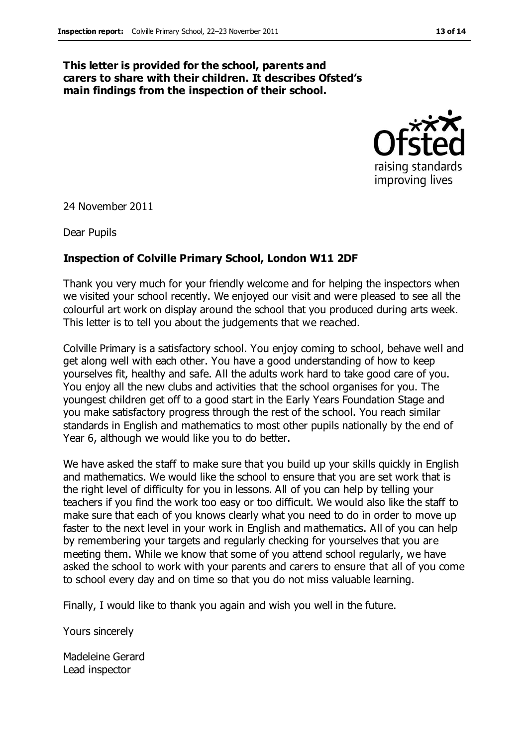**This letter is provided for the school, parents and carers to share with their children. It describes Ofsted's main findings from the inspection of their school.**

24 November 2011

Dear Pupils

**Inspection of Colville Primary School, London W11 2DF**

Thank you very much for your friendly welcome and for helping the inspectors when we visited your school recently. We enjoyed our visit and were pleased to see all the colourful art work on display around the school that you produced during arts week. This letter is to tell you about the judgements that we reached.

Colville Primary is a satisfactory school. You enjoy coming to school, behave well and get along well with each other. You have a good understanding of how to keep yourselves fit, healthy and safe. All the adults work hard to take good care of you. You enjoy all the new clubs and activities that the school organises for you. The youngest children get off to a good start in the Early Years Foundation Stage and you make satisfactory progress through the rest of the school. You reach similar standards in English and mathematics to most other pupils nationally by the end of Year 6, although we would like you to do better.

We have asked the staff to make sure that you build up your skills quickly in English and mathematics. We would like the school to ensure that you are set work that is the right level of difficulty for you in lessons. All of you can help by telling your teachers if you find the work too easy or too difficult. We would also like the staff to make sure that each of you knows clearly what you need to do in order to move up faster to the next level in your work in English and mathematics. All of you can help by remembering your targets and regularly checking for yourselves that you are meeting them. While we know that some of you attend school regularly, we have asked the school to work with your parents and carers to ensure that all of you come to school every day and on time so that you do not miss valuable learning.

Finally, I would like to thank you again and wish you well in the future.

Yours sincerely

Madeleine Gerard
Lead inspector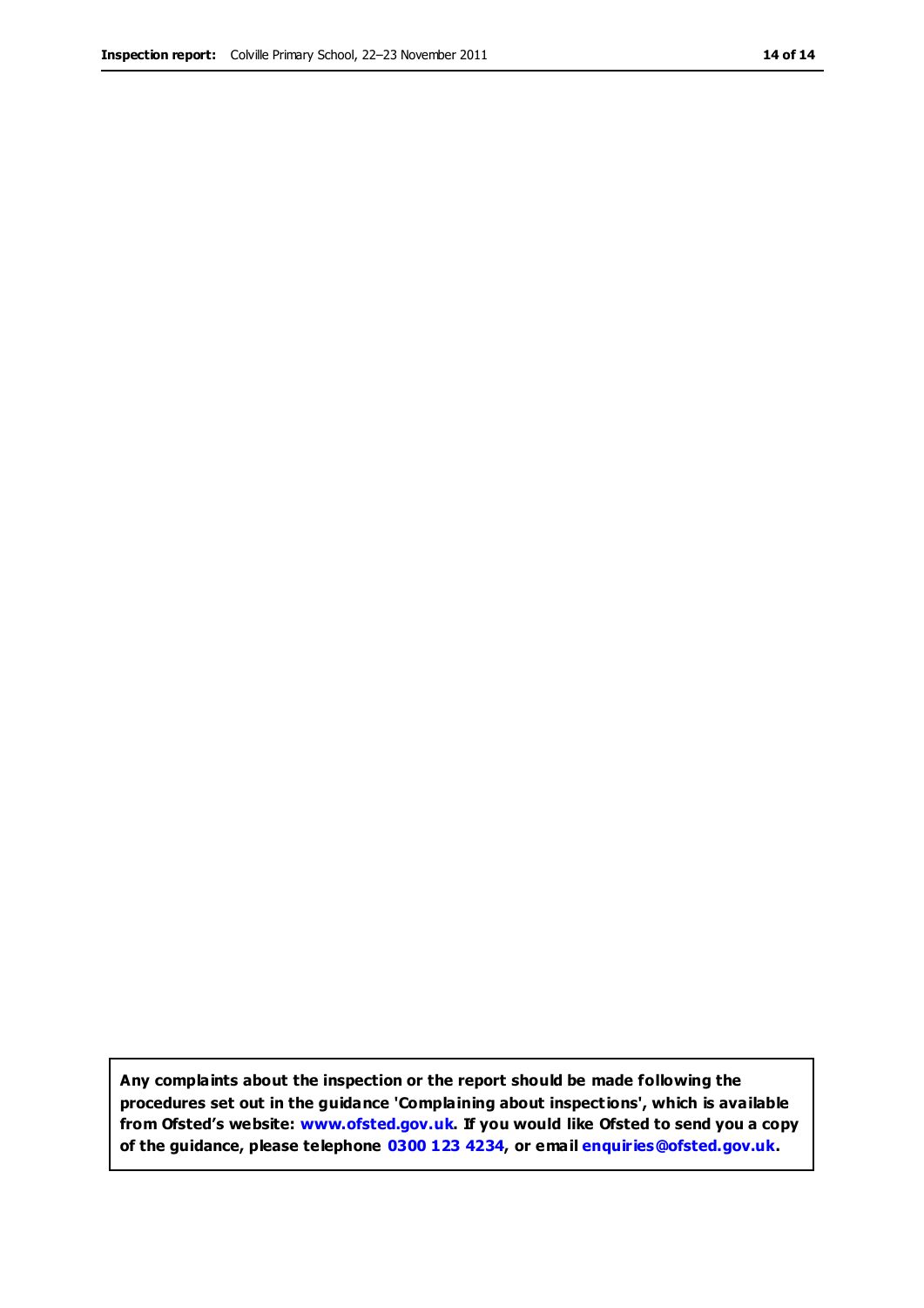**Any complaints about the inspection or the report should be made following the procedures set out in the guidance 'Complaining about inspections', which is available from Ofsted's website: www.ofsted.gov.uk. If you would like Ofsted to send you a copy of the guidance, please telephone 0300 123 4234, or email enquiries@ofsted.gov.uk.**